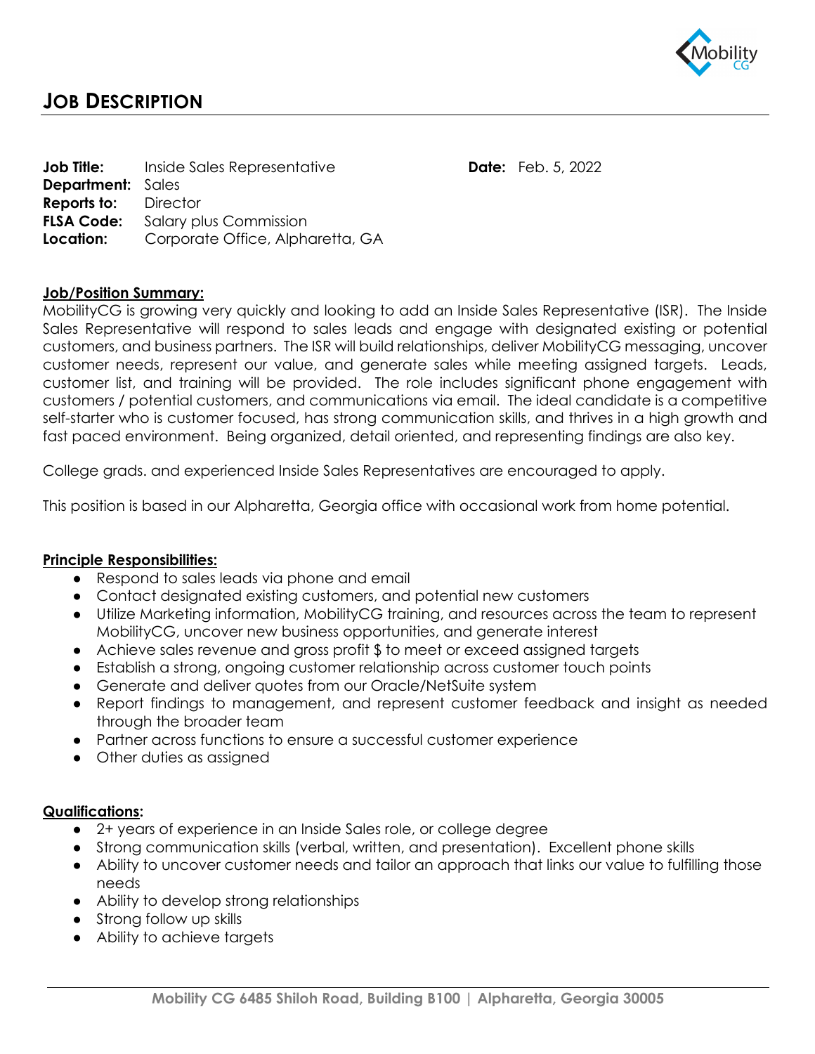# JOB DESCRIPTION

**Job Title:** Inside Sales Representative **Date:** Feb. 5, 2022
**Department:** Sales
**Reports to:** Director
**FLSA Code:** Salary plus Commission
**Location:** Corporate Office, Alpharetta, GA

**Job/Position Summary:**

MobilityCG is growing very quickly and looking to add an Inside Sales Representative (ISR). The Inside Sales Representative will respond to sales leads and engage with designated existing or potential customers, and business partners. The ISR will build relationships, deliver MobilityCG messaging, uncover customer needs, represent our value, and generate sales while meeting assigned targets. Leads, customer list, and training will be provided. The role includes significant phone engagement with customers / potential customers, and communications via email. The ideal candidate is a competitive self-starter who is customer focused, has strong communication skills, and thrives in a high growth and fast paced environment. Being organized, detail oriented, and representing findings are also key.

College grads. and experienced Inside Sales Representatives are encouraged to apply.

This position is based in our Alpharetta, Georgia office with occasional work from home potential.

**Principle Responsibilities:**

- Respond to sales leads via phone and email
- Contact designated existing customers, and potential new customers
- Utilize Marketing information, MobilityCG training, and resources across the team to represent MobilityCG, uncover new business opportunities, and generate interest
- Achieve sales revenue and gross profit $ to meet or exceed assigned targets
- Establish a strong, ongoing customer relationship across customer touch points
- Generate and deliver quotes from our Oracle/NetSuite system
- Report findings to management, and represent customer feedback and insight as needed through the broader team
- Partner across functions to ensure a successful customer experience
- Other duties as assigned

**Qualifications:**

- 2+ years of experience in an Inside Sales role, or college degree
- Strong communication skills (verbal, written, and presentation). Excellent phone skills
- Ability to uncover customer needs and tailor an approach that links our value to fulfilling those needs
- Ability to develop strong relationships
- Strong follow up skills
- Ability to achieve targets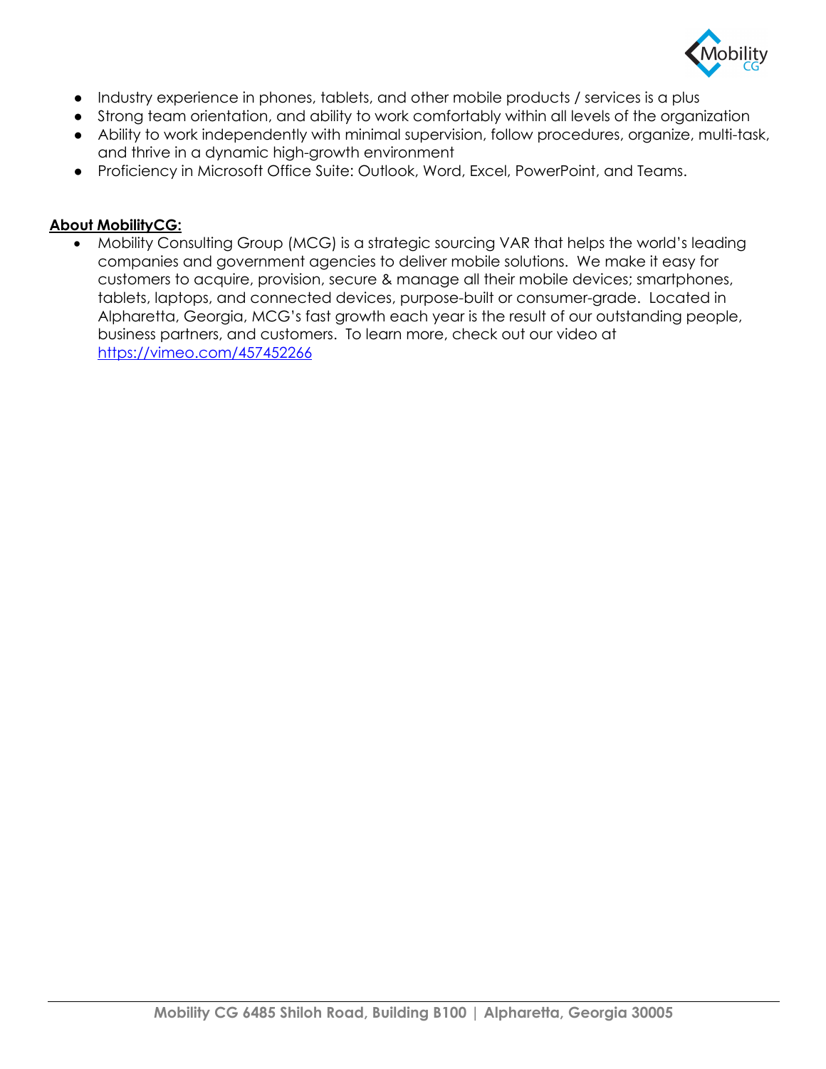- Industry experience in phones, tablets, and other mobile products / services is a plus
- Strong team orientation, and ability to work comfortably within all levels of the organization
- Ability to work independently with minimal supervision, follow procedures, organize, multi-task, and thrive in a dynamic high-growth environment
- Proficiency in Microsoft Office Suite: Outlook, Word, Excel, PowerPoint, and Teams.

**About MobilityCG:**

- Mobility Consulting Group (MCG) is a strategic sourcing VAR that helps the world's leading companies and government agencies to deliver mobile solutions. We make it easy for customers to acquire, provision, secure & manage all their mobile devices; smartphones, tablets, laptops, and connected devices, purpose-built or consumer-grade. Located in Alpharetta, Georgia, MCG's fast growth each year is the result of our outstanding people, business partners, and customers. To learn more, check out our video at https://vimeo.com/457452266